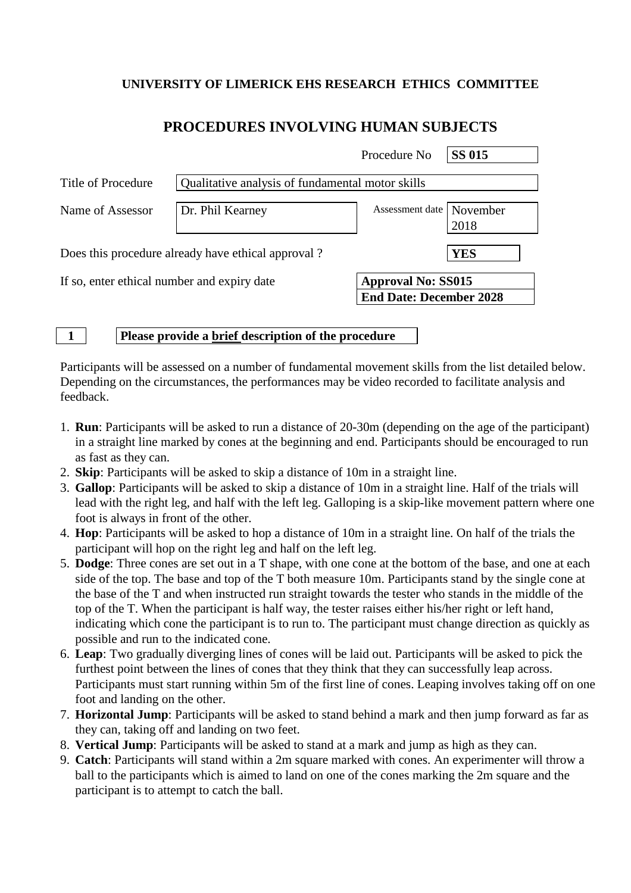**UNIVERSITY OF LIMERICK EHS RESEARCH ETHICS COMMITTEE**

# PROCEDURES INVOLVING HUMAN SUBJECTS

| | | | |
|---|---|---|---|
| | | Procedure No | **SS 015** |
| Title of Procedure | Qualitative analysis of fundamental motor skills | | |
| Name of Assessor | Dr. Phil Kearney | Assessment date | November 2018 |

Does this procedure already have ethical approval ? **YES**

If so, enter ethical number and expiry date

**Approval No: SS015**
**End Date: December 2028**

**1** **Please provide a brief description of the procedure**

Participants will be assessed on a number of fundamental movement skills from the list detailed below. Depending on the circumstances, the performances may be video recorded to facilitate analysis and feedback.

1. **Run**: Participants will be asked to run a distance of 20-30m (depending on the age of the participant) in a straight line marked by cones at the beginning and end. Participants should be encouraged to run as fast as they can.
2. **Skip**: Participants will be asked to skip a distance of 10m in a straight line.
3. **Gallop**: Participants will be asked to skip a distance of 10m in a straight line. Half of the trials will lead with the right leg, and half with the left leg. Galloping is a skip-like movement pattern where one foot is always in front of the other.
4. **Hop**: Participants will be asked to hop a distance of 10m in a straight line. On half of the trials the participant will hop on the right leg and half on the left leg.
5. **Dodge**: Three cones are set out in a T shape, with one cone at the bottom of the base, and one at each side of the top. The base and top of the T both measure 10m. Participants stand by the single cone at the base of the T and when instructed run straight towards the tester who stands in the middle of the top of the T. When the participant is half way, the tester raises either his/her right or left hand, indicating which cone the participant is to run to. The participant must change direction as quickly as possible and run to the indicated cone.
6. **Leap**: Two gradually diverging lines of cones will be laid out. Participants will be asked to pick the furthest point between the lines of cones that they think that they can successfully leap across. Participants must start running within 5m of the first line of cones. Leaping involves taking off on one foot and landing on the other.
7. **Horizontal Jump**: Participants will be asked to stand behind a mark and then jump forward as far as they can, taking off and landing on two feet.
8. **Vertical Jump**: Participants will be asked to stand at a mark and jump as high as they can.
9. **Catch**: Participants will stand within a 2m square marked with cones. An experimenter will throw a ball to the participants which is aimed to land on one of the cones marking the 2m square and the participant is to attempt to catch the ball.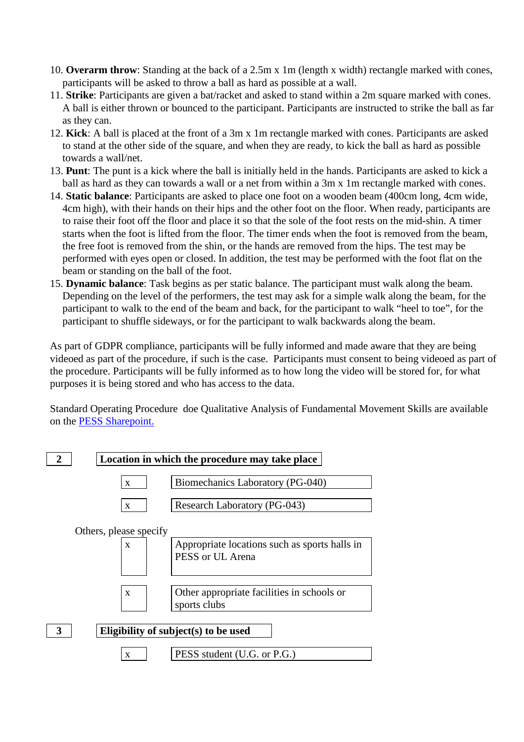10. **Overarm throw**: Standing at the back of a 2.5m x 1m (length x width) rectangle marked with cones, participants will be asked to throw a ball as hard as possible at a wall.
11. **Strike**: Participants are given a bat/racket and asked to stand within a 2m square marked with cones. A ball is either thrown or bounced to the participant. Participants are instructed to strike the ball as far as they can.
12. **Kick**: A ball is placed at the front of a 3m x 1m rectangle marked with cones. Participants are asked to stand at the other side of the square, and when they are ready, to kick the ball as hard as possible towards a wall/net.
13. **Punt**: The punt is a kick where the ball is initially held in the hands. Participants are asked to kick a ball as hard as they can towards a wall or a net from within a 3m x 1m rectangle marked with cones.
14. **Static balance**: Participants are asked to place one foot on a wooden beam (400cm long, 4cm wide, 4cm high), with their hands on their hips and the other foot on the floor. When ready, participants are to raise their foot off the floor and place it so that the sole of the foot rests on the mid-shin. A timer starts when the foot is lifted from the floor. The timer ends when the foot is removed from the beam, the free foot is removed from the shin, or the hands are removed from the hips. The test may be performed with eyes open or closed. In addition, the test may be performed with the foot flat on the beam or standing on the ball of the foot.
15. **Dynamic balance**: Task begins as per static balance. The participant must walk along the beam. Depending on the level of the performers, the test may ask for a simple walk along the beam, for the participant to walk to the end of the beam and back, for the participant to walk "heel to toe", for the participant to shuffle sideways, or for the participant to walk backwards along the beam.

As part of GDPR compliance, participants will be fully informed and made aware that they are being videoed as part of the procedure, if such is the case. Participants must consent to being videoed as part of the procedure. Participants will be fully informed as to how long the video will be stored for, for what purposes it is being stored and who has access to the data.

Standard Operating Procedure doe Qualitative Analysis of Fundamental Movement Skills are available on the PESS Sharepoint.

## 2 Location in which the procedure may take place

| | |
|---|---|
| x | Biomechanics Laboratory (PG-040) |
| x | Research Laboratory (PG-043) |

Others, please specify

| | |
|---|---|
| x | Appropriate locations such as sports halls in PESS or UL Arena |
| x | Other appropriate facilities in schools or sports clubs |

## 3 Eligibility of subject(s) to be used

| | |
|---|---|
| x | PESS student (U.G. or P.G.) |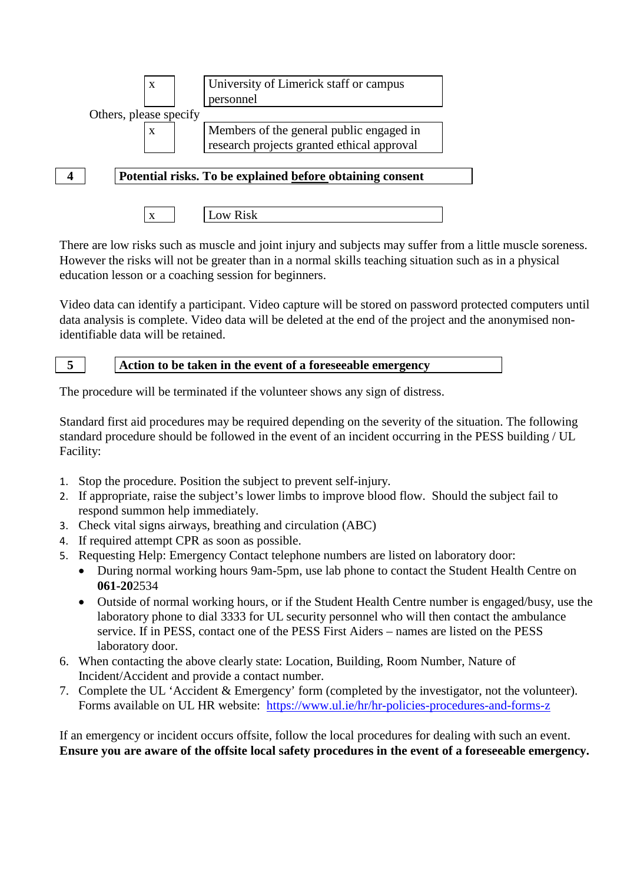| x | University of Limerick staff or campus personnel |
|---|---|

Others, please specify

| x | Members of the general public engaged in research projects granted ethical approval |
|---|---|

| 4 | **Potential risks. To be explained before obtaining consent** |
|---|---|

| x | Low Risk |
|---|---|

There are low risks such as muscle and joint injury and subjects may suffer from a little muscle soreness. However the risks will not be greater than in a normal skills teaching situation such as in a physical education lesson or a coaching session for beginners.

Video data can identify a participant. Video capture will be stored on password protected computers until data analysis is complete. Video data will be deleted at the end of the project and the anonymised non-identifiable data will be retained.

| 5 | **Action to be taken in the event of a foreseeable emergency** |
|---|---|

The procedure will be terminated if the volunteer shows any sign of distress.

Standard first aid procedures may be required depending on the severity of the situation. The following standard procedure should be followed in the event of an incident occurring in the PESS building / UL Facility:

1. Stop the procedure. Position the subject to prevent self-injury.
2. If appropriate, raise the subject's lower limbs to improve blood flow. Should the subject fail to respond summon help immediately.
3. Check vital signs airways, breathing and circulation (ABC)
4. If required attempt CPR as soon as possible.
5. Requesting Help: Emergency Contact telephone numbers are listed on laboratory door:
   - During normal working hours 9am-5pm, use lab phone to contact the Student Health Centre on **061-20**2534
   - Outside of normal working hours, or if the Student Health Centre number is engaged/busy, use the laboratory phone to dial 3333 for UL security personnel who will then contact the ambulance service. If in PESS, contact one of the PESS First Aiders – names are listed on the PESS laboratory door.
6. When contacting the above clearly state: Location, Building, Room Number, Nature of Incident/Accident and provide a contact number.
7. Complete the UL 'Accident & Emergency' form (completed by the investigator, not the volunteer). Forms available on UL HR website: https://www.ul.ie/hr/hr-policies-procedures-and-forms-z

If an emergency or incident occurs offsite, follow the local procedures for dealing with such an event. **Ensure you are aware of the offsite local safety procedures in the event of a foreseeable emergency.**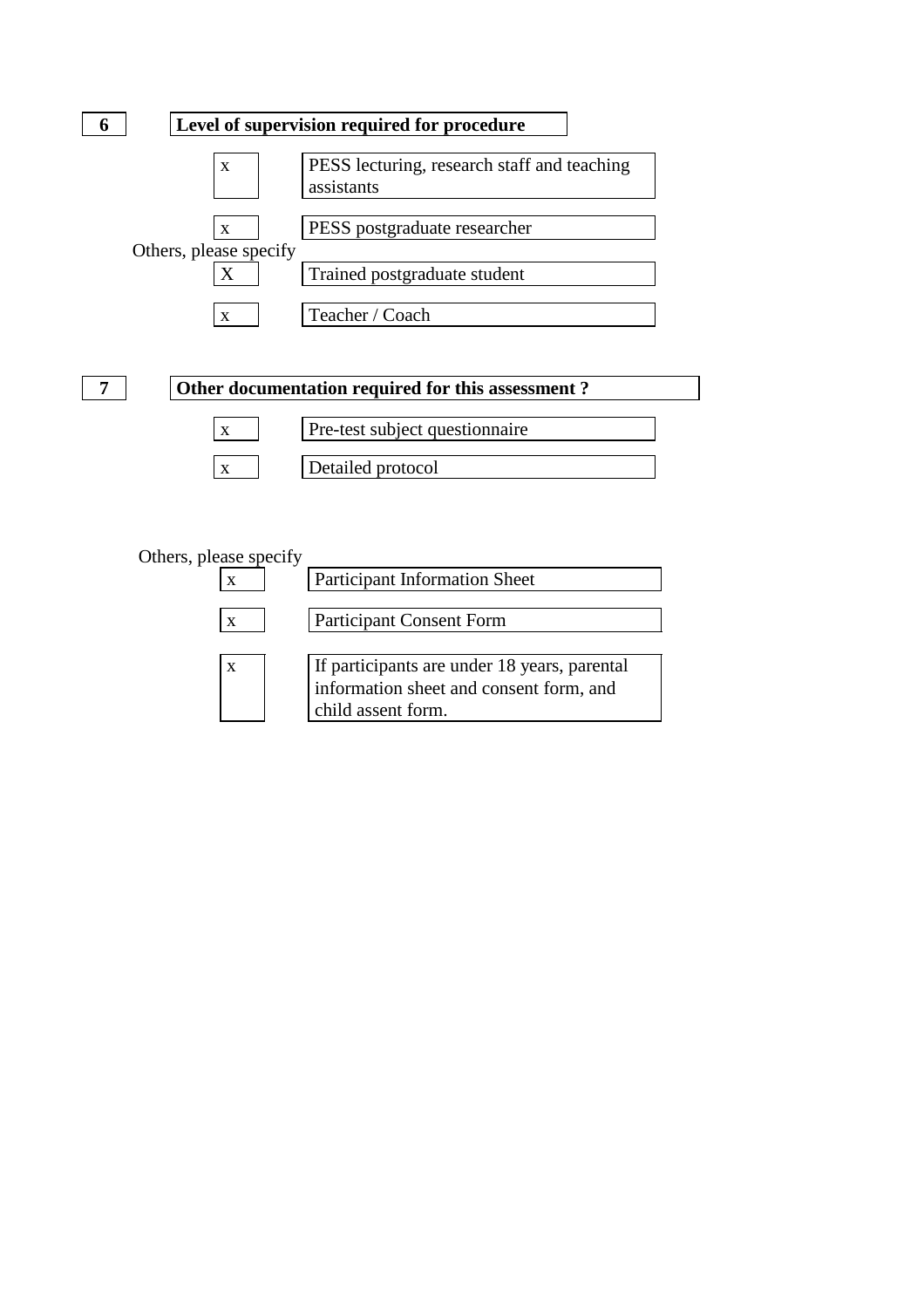**6** **Level of supervision required for procedure**

| | |
|---|---|
| x | PESS lecturing, research staff and teaching assistants |
| x | PESS postgraduate researcher |

Others, please specify

| | |
|---|---|
| X | Trained postgraduate student |
| x | Teacher / Coach |

**7** **Other documentation required for this assessment ?**

| | |
|---|---|
| x | Pre-test subject questionnaire |
| x | Detailed protocol |

Others, please specify

| | |
|---|---|
| x | Participant Information Sheet |
| x | Participant Consent Form |
| x | If participants are under 18 years, parental information sheet and consent form, and child assent form. |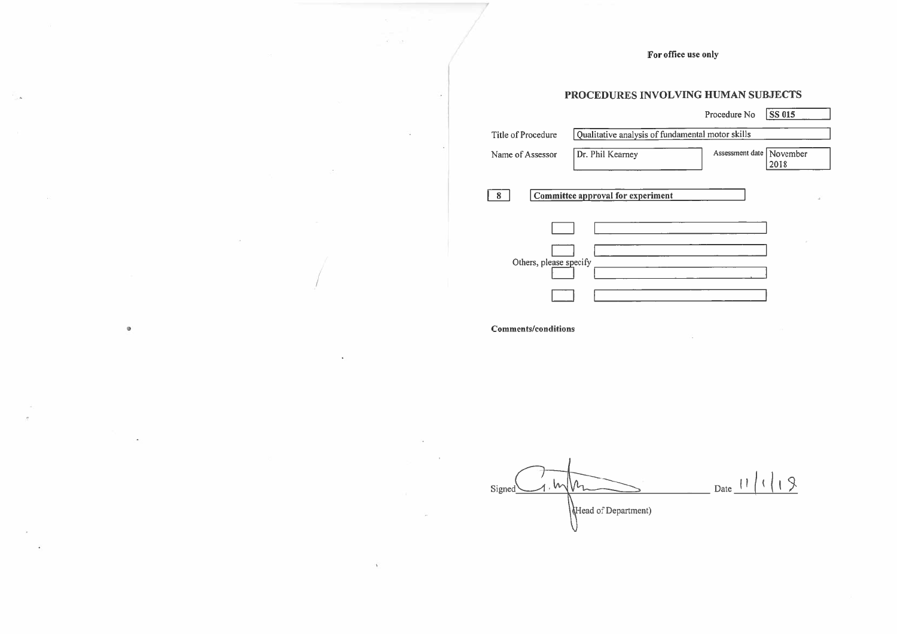**For office use only**

## PROCEDURES INVOLVING HUMAN SUBJECTS

| | |
|---|---|
| Procedure No | SS 015 |
| Title of Procedure | Qualitative analysis of fundamental motor skills |
| Name of Assessor | Dr. Phil Kearney |
| Assessment date | November 2018 |

**8** **Committee approval for experiment**

Others, please specify

**Comments/conditions**

Signed _______________ Date 11/1/19

(Head of Department)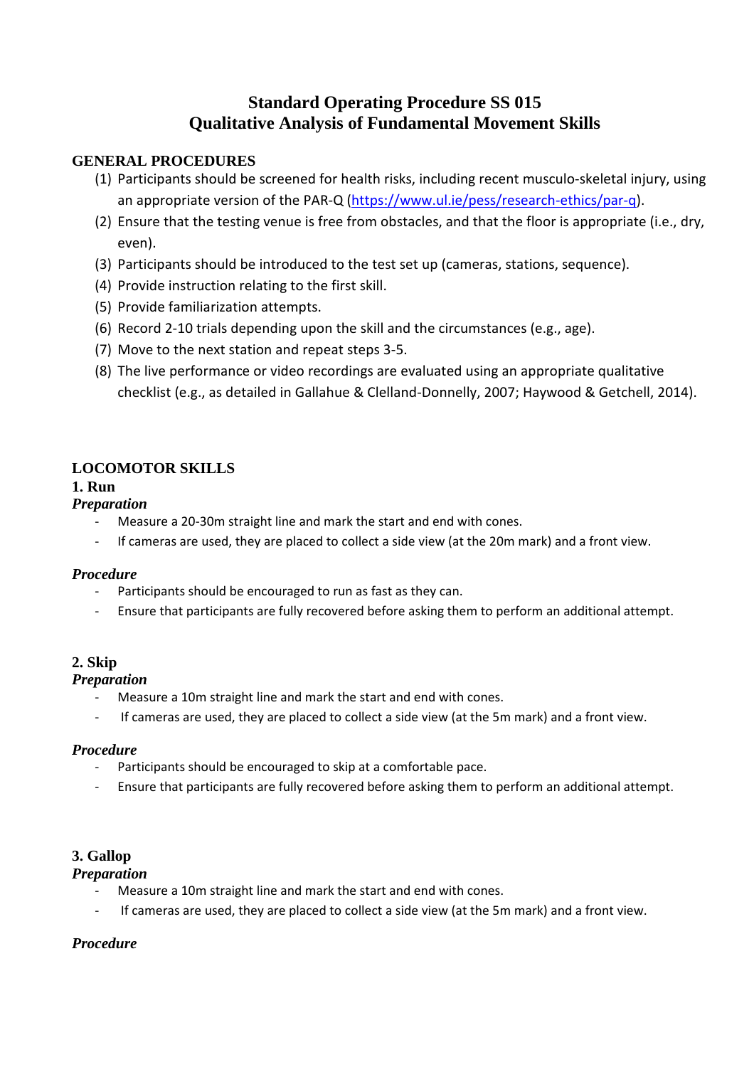# Standard Operating Procedure SS 015
# Qualitative Analysis of Fundamental Movement Skills

## GENERAL PROCEDURES

(1) Participants should be screened for health risks, including recent musculo-skeletal injury, using an appropriate version of the PAR-Q (https://www.ul.ie/pess/research-ethics/par-q).
(2) Ensure that the testing venue is free from obstacles, and that the floor is appropriate (i.e., dry, even).
(3) Participants should be introduced to the test set up (cameras, stations, sequence).
(4) Provide instruction relating to the first skill.
(5) Provide familiarization attempts.
(6) Record 2-10 trials depending upon the skill and the circumstances (e.g., age).
(7) Move to the next station and repeat steps 3-5.
(8) The live performance or video recordings are evaluated using an appropriate qualitative checklist (e.g., as detailed in Gallahue & Clelland-Donnelly, 2007; Haywood & Getchell, 2014).

## LOCOMOTOR SKILLS

### 1. Run

***Preparation***

- Measure a 20-30m straight line and mark the start and end with cones.
- If cameras are used, they are placed to collect a side view (at the 20m mark) and a front view.

***Procedure***

- Participants should be encouraged to run as fast as they can.
- Ensure that participants are fully recovered before asking them to perform an additional attempt.

### 2. Skip

***Preparation***

- Measure a 10m straight line and mark the start and end with cones.
- If cameras are used, they are placed to collect a side view (at the 5m mark) and a front view.

***Procedure***

- Participants should be encouraged to skip at a comfortable pace.
- Ensure that participants are fully recovered before asking them to perform an additional attempt.

### 3. Gallop

***Preparation***

- Measure a 10m straight line and mark the start and end with cones.
- If cameras are used, they are placed to collect a side view (at the 5m mark) and a front view.

***Procedure***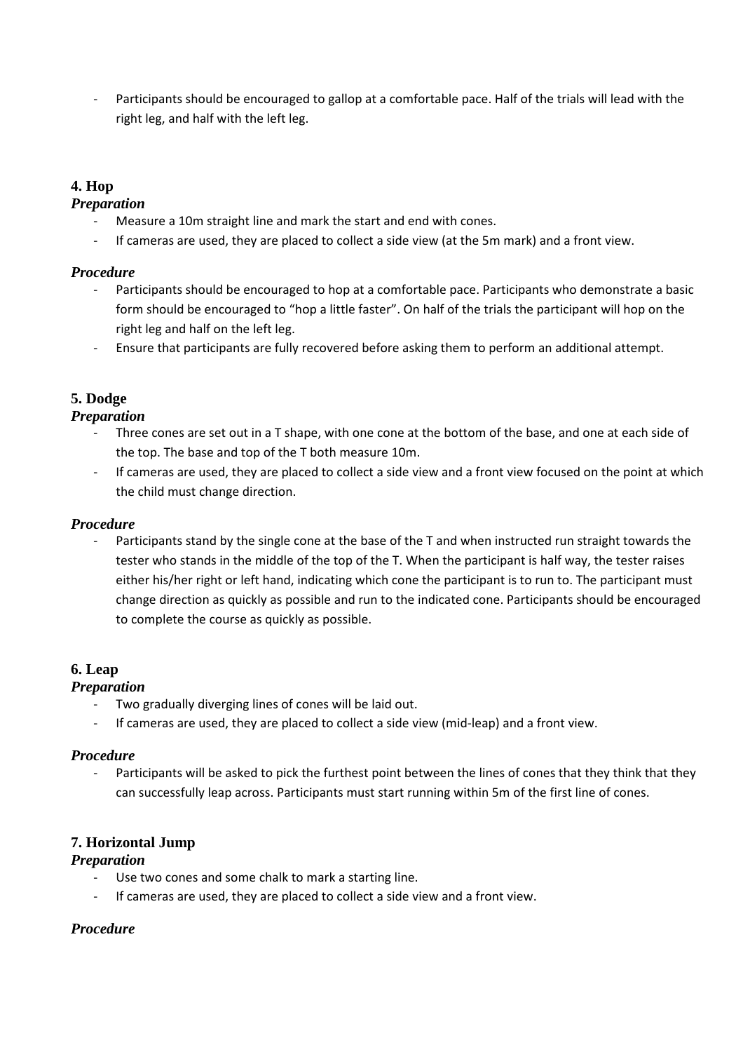- Participants should be encouraged to gallop at a comfortable pace. Half of the trials will lead with the right leg, and half with the left leg.

### 4. Hop

#### *Preparation*

- Measure a 10m straight line and mark the start and end with cones.
- If cameras are used, they are placed to collect a side view (at the 5m mark) and a front view.

#### *Procedure*

- Participants should be encouraged to hop at a comfortable pace. Participants who demonstrate a basic form should be encouraged to "hop a little faster". On half of the trials the participant will hop on the right leg and half on the left leg.
- Ensure that participants are fully recovered before asking them to perform an additional attempt.

### 5. Dodge

#### *Preparation*

- Three cones are set out in a T shape, with one cone at the bottom of the base, and one at each side of the top. The base and top of the T both measure 10m.
- If cameras are used, they are placed to collect a side view and a front view focused on the point at which the child must change direction.

#### *Procedure*

- Participants stand by the single cone at the base of the T and when instructed run straight towards the tester who stands in the middle of the top of the T. When the participant is half way, the tester raises either his/her right or left hand, indicating which cone the participant is to run to. The participant must change direction as quickly as possible and run to the indicated cone. Participants should be encouraged to complete the course as quickly as possible.

### 6. Leap

#### *Preparation*

- Two gradually diverging lines of cones will be laid out.
- If cameras are used, they are placed to collect a side view (mid-leap) and a front view.

#### *Procedure*

- Participants will be asked to pick the furthest point between the lines of cones that they think that they can successfully leap across. Participants must start running within 5m of the first line of cones.

### 7. Horizontal Jump

#### *Preparation*

- Use two cones and some chalk to mark a starting line.
- If cameras are used, they are placed to collect a side view and a front view.

#### *Procedure*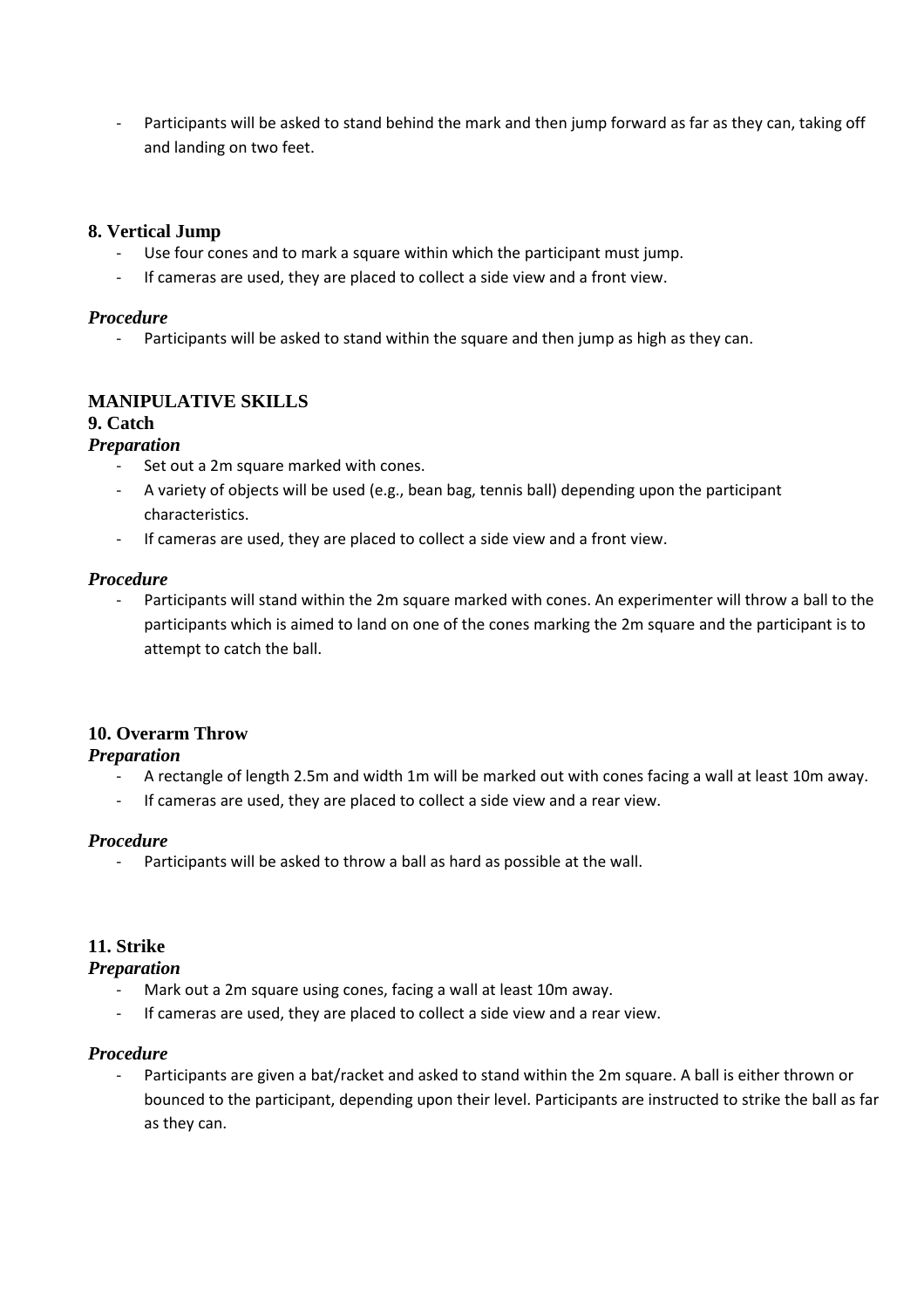- Participants will be asked to stand behind the mark and then jump forward as far as they can, taking off and landing on two feet.

### 8. Vertical Jump

- Use four cones and to mark a square within which the participant must jump.
- If cameras are used, they are placed to collect a side view and a front view.

#### *Procedure*

- Participants will be asked to stand within the square and then jump as high as they can.

## MANIPULATIVE SKILLS

### 9. Catch

#### *Preparation*

- Set out a 2m square marked with cones.
- A variety of objects will be used (e.g., bean bag, tennis ball) depending upon the participant characteristics.
- If cameras are used, they are placed to collect a side view and a front view.

#### *Procedure*

- Participants will stand within the 2m square marked with cones. An experimenter will throw a ball to the participants which is aimed to land on one of the cones marking the 2m square and the participant is to attempt to catch the ball.

### 10. Overarm Throw

#### *Preparation*

- A rectangle of length 2.5m and width 1m will be marked out with cones facing a wall at least 10m away.
- If cameras are used, they are placed to collect a side view and a rear view.

#### *Procedure*

- Participants will be asked to throw a ball as hard as possible at the wall.

### 11. Strike

#### *Preparation*

- Mark out a 2m square using cones, facing a wall at least 10m away.
- If cameras are used, they are placed to collect a side view and a rear view.

#### *Procedure*

- Participants are given a bat/racket and asked to stand within the 2m square. A ball is either thrown or bounced to the participant, depending upon their level. Participants are instructed to strike the ball as far as they can.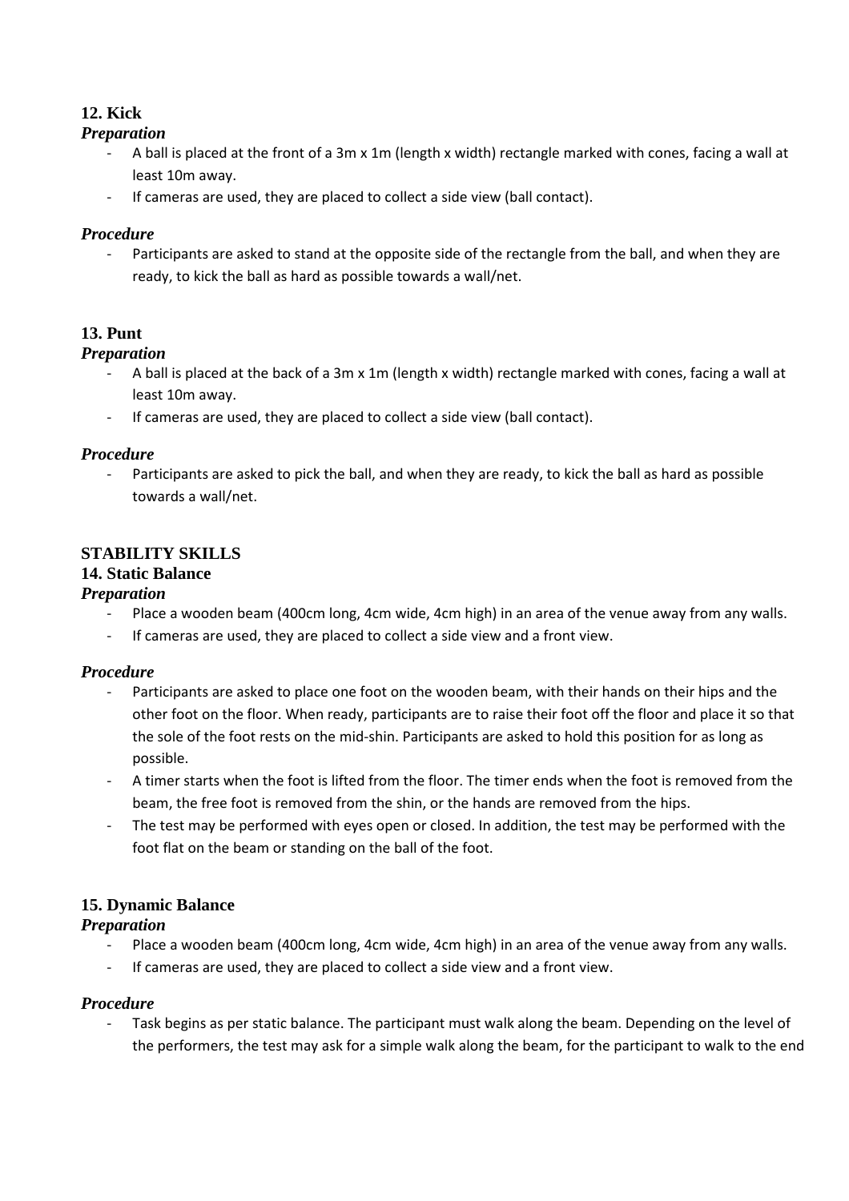### 12. Kick

#### *Preparation*

- A ball is placed at the front of a 3m x 1m (length x width) rectangle marked with cones, facing a wall at least 10m away.
- If cameras are used, they are placed to collect a side view (ball contact).

#### *Procedure*

- Participants are asked to stand at the opposite side of the rectangle from the ball, and when they are ready, to kick the ball as hard as possible towards a wall/net.

### 13. Punt

#### *Preparation*

- A ball is placed at the back of a 3m x 1m (length x width) rectangle marked with cones, facing a wall at least 10m away.
- If cameras are used, they are placed to collect a side view (ball contact).

#### *Procedure*

- Participants are asked to pick the ball, and when they are ready, to kick the ball as hard as possible towards a wall/net.

## STABILITY SKILLS

### 14. Static Balance

#### *Preparation*

- Place a wooden beam (400cm long, 4cm wide, 4cm high) in an area of the venue away from any walls.
- If cameras are used, they are placed to collect a side view and a front view.

#### *Procedure*

- Participants are asked to place one foot on the wooden beam, with their hands on their hips and the other foot on the floor. When ready, participants are to raise their foot off the floor and place it so that the sole of the foot rests on the mid-shin. Participants are asked to hold this position for as long as possible.
- A timer starts when the foot is lifted from the floor. The timer ends when the foot is removed from the beam, the free foot is removed from the shin, or the hands are removed from the hips.
- The test may be performed with eyes open or closed. In addition, the test may be performed with the foot flat on the beam or standing on the ball of the foot.

### 15. Dynamic Balance

#### *Preparation*

- Place a wooden beam (400cm long, 4cm wide, 4cm high) in an area of the venue away from any walls.
- If cameras are used, they are placed to collect a side view and a front view.

#### *Procedure*

- Task begins as per static balance. The participant must walk along the beam. Depending on the level of the performers, the test may ask for a simple walk along the beam, for the participant to walk to the end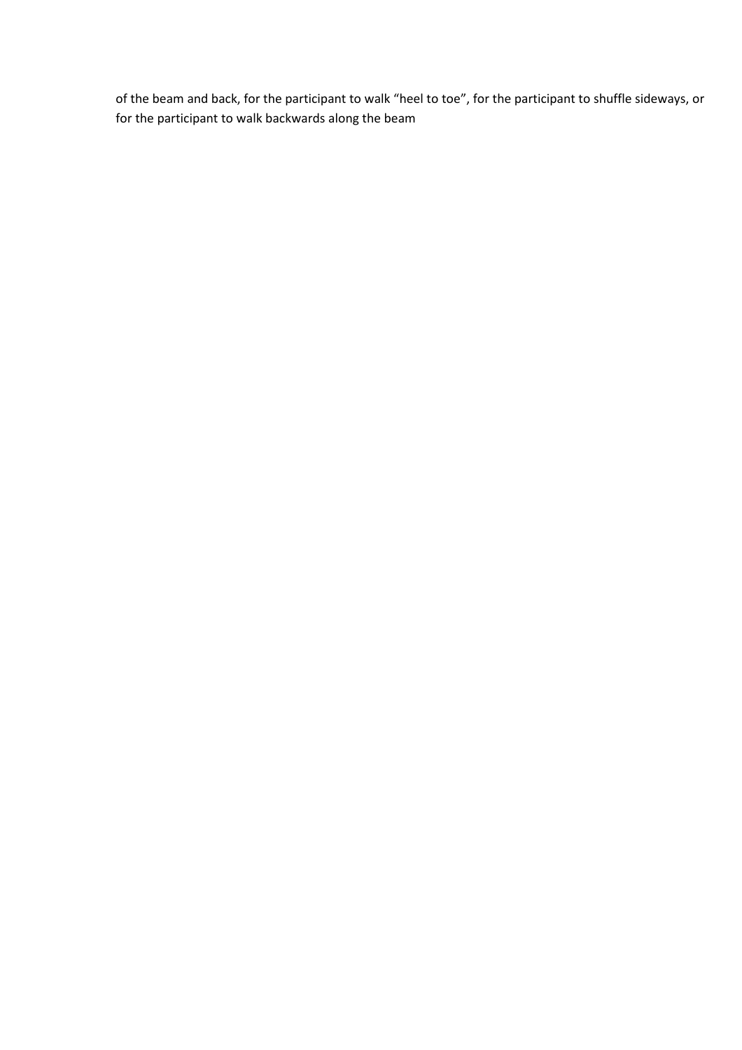of the beam and back, for the participant to walk "heel to toe", for the participant to shuffle sideways, or for the participant to walk backwards along the beam